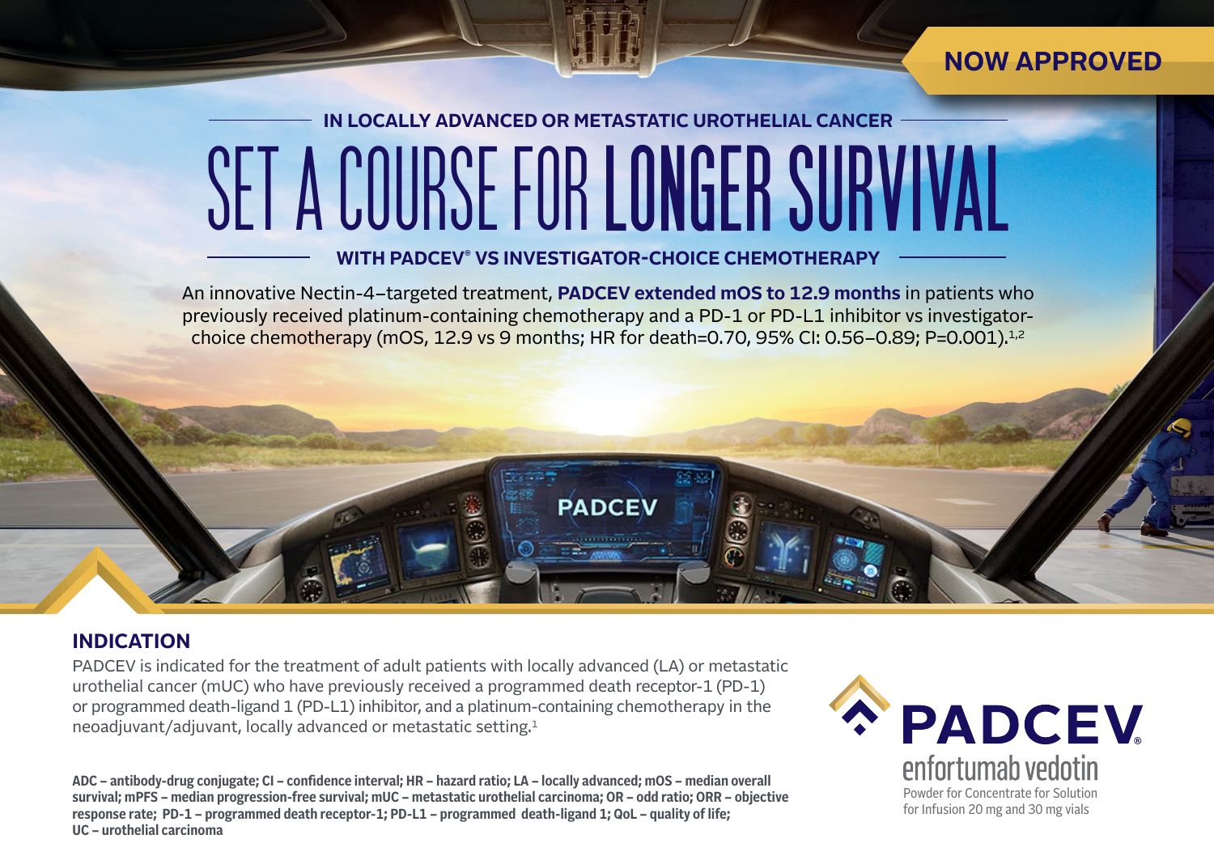**NOW APPROVED**

### IN LOCALLY ADVANCED OR METASTATIC UROTHELIAL CANCER

# SET A COURSE FOR LONGER SURVIVAL

### WITH PADCEV® VS INVESTIGATOR-CHOICE CHEMOTHERAPY

An innovative Nectin-4–targeted treatment, **PADCEV extended mOS to 12.9 months** in patients who previously received platinum-containing chemotherapy and a PD-1 or PD-L1 inhibitor vs investigator-choice chemotherapy (mOS, 12.9 vs 9 months; HR for death=0.70, 95% CI: 0.56–0.89; P=0.001).[1,2]

## INDICATION

PADCEV is indicated for the treatment of adult patients with locally advanced (LA) or metastatic urothelial cancer (mUC) who have previously received a programmed death receptor-1 (PD-1) or programmed death-ligand 1 (PD-L1) inhibitor, and a platinum-containing chemotherapy in the neoadjuvant/adjuvant, locally advanced or metastatic setting.[1]

**ADC – antibody-drug conjugate; CI – confidence interval; HR – hazard ratio; LA – locally advanced; mOS – median overall survival; mPFS – median progression-free survival; mUC – metastatic urothelial carcinoma; OR – odd ratio; ORR – objective response rate; PD-1 – programmed death receptor-1; PD-L1 – programmed death-ligand 1; QoL – quality of life; UC – urothelial carcinoma**

**PADCEV®**
enfortumab vedotin
Powder for Concentrate for Solution for Infusion 20 mg and 30 mg vials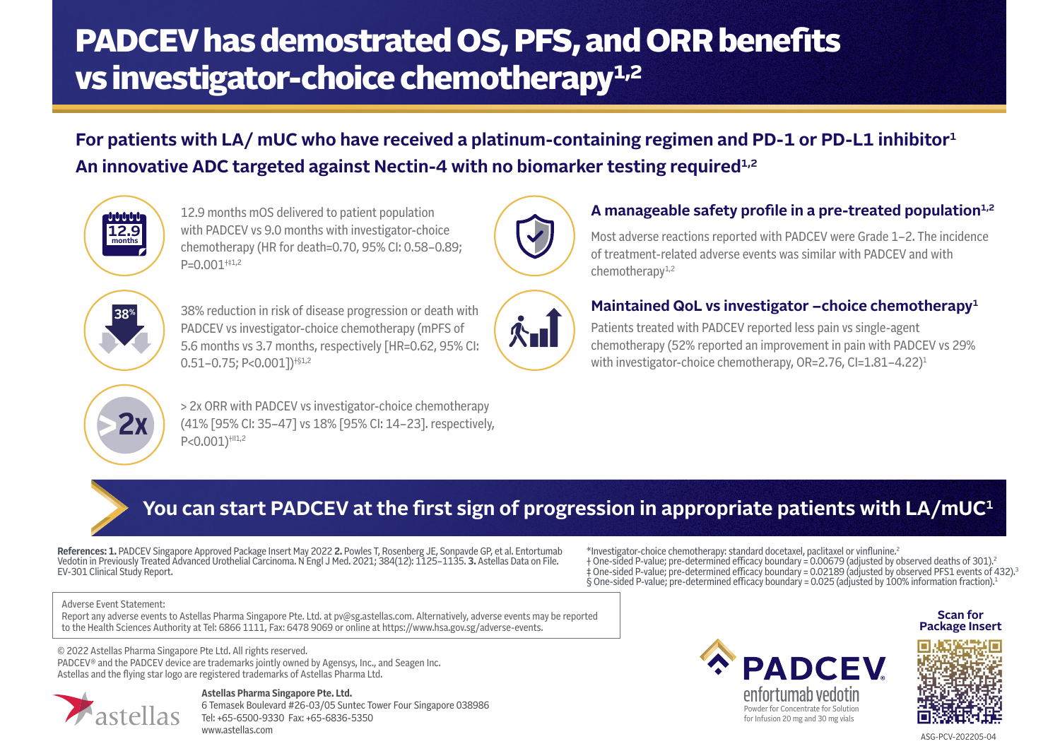# PADCEV has demostrated OS, PFS, and ORR benefits vs investigator-choice chemotherapy[1,2]

## For patients with LA/ mUC who have received a platinum-containing regimen and PD-1 or PD-L1 inhibitor[1]

## An innovative ADC targeted against Nectin-4 with no biomarker testing required[1,2]

12.9 months

12.9 months mOS delivered to patient population with PADCEV vs 9.0 months with investigator-choice chemotherapy (HR for death=0.70, 95% CI: 0.58–0.89; P=0.001[†‡1,2]

38%

38% reduction in risk of disease progression or death with PADCEV vs investigator-choice chemotherapy (mPFS of 5.6 months vs 3.7 months, respectively [HR=0.62, 95% CI: 0.51–0.75; P<0.001])[‡§1,2]

2x

> 2x ORR with PADCEV vs investigator-choice chemotherapy (41% [95% CI: 35–47] vs 18% [95% CI: 14–23]. respectively, P<0.001)[‡ll1,2]

### A manageable safety profile in a pre-treated population[1,2]

Most adverse reactions reported with PADCEV were Grade 1–2. The incidence of treatment-related adverse events was similar with PADCEV and with chemotherapy[1,2]

### Maintained QoL vs investigator –choice chemotherapy[1]

Patients treated with PADCEV reported less pain vs single-agent chemotherapy (52% reported an improvement in pain with PADCEV vs 29% with investigator-choice chemotherapy, OR=2.76, CI=1.81–4.22)[1]

## You can start PADCEV at the first sign of progression in appropriate patients with LA/mUC[1]

**References: 1.** PADCEV Singapore Approved Package Insert May 2022 **2.** Powles T, Rosenberg JE, Sonpavde GP, et al. Entortumab Vedotin in Previously Treated Advanced Urothelial Carcinoma. N Engl J Med. 2021; 384(12): 1125–1135. **3.** Astellas Data on File. EV-301 Clinical Study Report.

*Investigator-choice chemotherapy: standard docetaxel, paclitaxel or vinflunine.[2]
† One-sided P-value; pre-determined efficacy boundary = 0.00679 (adjusted by observed deaths of 301).[2]
‡ One-sided P-value; pre-determined efficacy boundary = 0.02189 (adjusted by observed PFS1 events of 432).[3]
§ One-sided P-value; pre-determined efficacy boundary = 0.025 (adjusted by 100% information fraction).[1]

Adverse Event Statement:
Report any adverse events to Astellas Pharma Singapore Pte. Ltd. at pv@sg.astellas.com. Alternatively, adverse events may be reported to the Health Sciences Authority at Tel: 6866 1111, Fax: 6478 9069 or online at https://www.hsa.gov.sg/adverse-events.

© 2022 Astellas Pharma Singapore Pte Ltd. All rights reserved.
PADCEV® and the PADCEV device are trademarks jointly owned by Agensys, Inc., and Seagen Inc.
Astellas and the flying star logo are registered trademarks of Astellas Pharma Ltd.

astellas

**Astellas Pharma Singapore Pte. Ltd.**
6 Temasek Boulevard #26-03/05 Suntec Tower Four Singapore 038986
Tel: +65-6500-9330 Fax: +65-6836-5350
www.astellas.com

PADCEV
enfortumab vedotin
Powder for Concentrate for Solution for Infusion 20 mg and 30 mg vials

Scan for Package Insert

ASG-PCV-202205-04